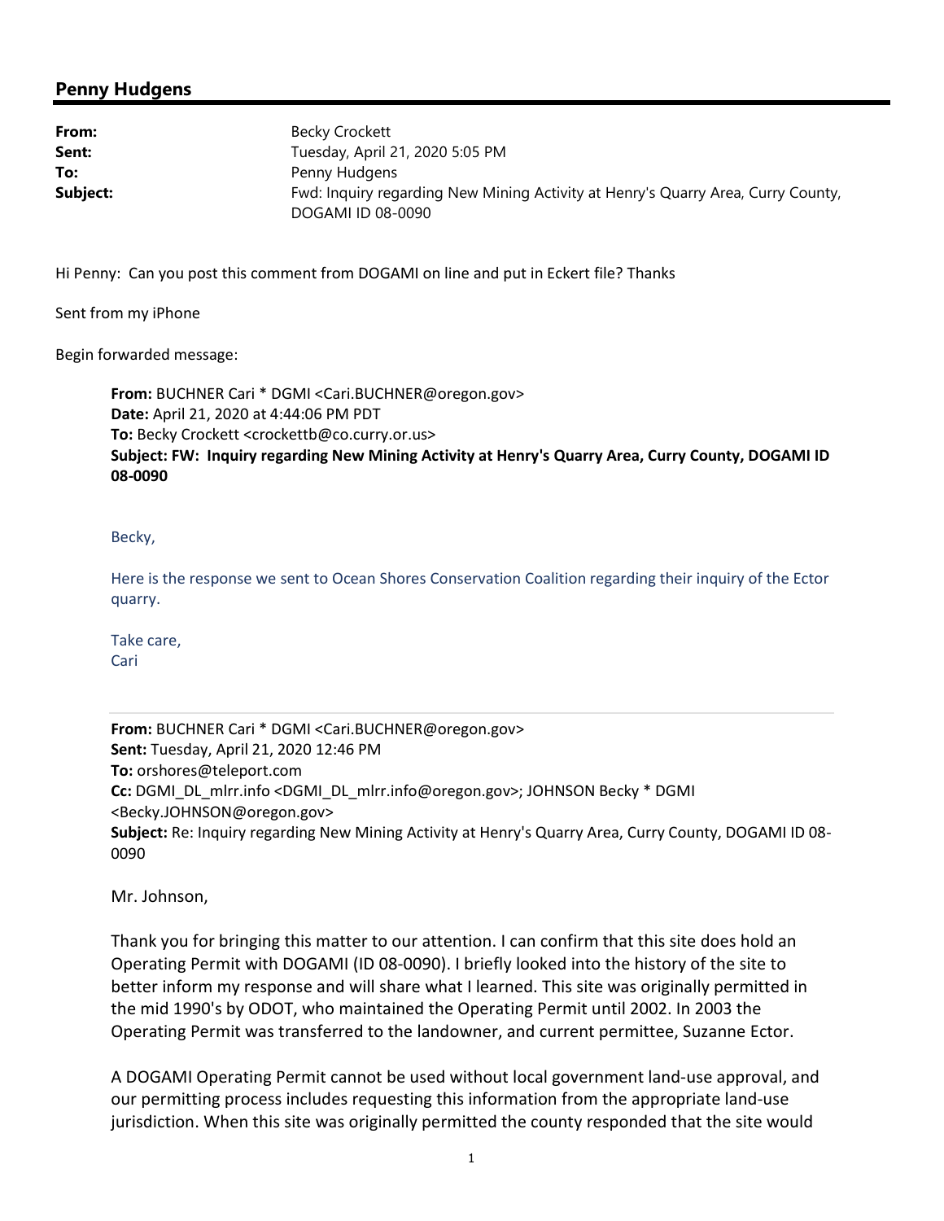## Penny Hudgens

**From:** Becky Crockett
**Sent:** Tuesday, April 21, 2020 5:05 PM
**To:** Penny Hudgens
**Subject:** Fwd: Inquiry regarding New Mining Activity at Henry's Quarry Area, Curry County, DOGAMI ID 08-0090

Hi Penny: Can you post this comment from DOGAMI on line and put in Eckert file? Thanks

Sent from my iPhone

Begin forwarded message:

> **From:** BUCHNER Cari * DGMI <Cari.BUCHNER@oregon.gov>
> **Date:** April 21, 2020 at 4:44:06 PM PDT
> **To:** Becky Crockett <crockettb@co.curry.or.us>
> **Subject: FW: Inquiry regarding New Mining Activity at Henry's Quarry Area, Curry County, DOGAMI ID 08-0090**
>
> Becky,
>
> Here is the response we sent to Ocean Shores Conservation Coalition regarding their inquiry of the Ector quarry.
>
> Take care,
> Cari
>
> ---
>
> **From:** BUCHNER Cari * DGMI <Cari.BUCHNER@oregon.gov>
> **Sent:** Tuesday, April 21, 2020 12:46 PM
> **To:** orshores@teleport.com
> **Cc:** DGMI_DL_mlrr.info <DGMI_DL_mlrr.info@oregon.gov>; JOHNSON Becky * DGMI <Becky.JOHNSON@oregon.gov>
> **Subject:** Re: Inquiry regarding New Mining Activity at Henry's Quarry Area, Curry County, DOGAMI ID 08-0090
>
> Mr. Johnson,
>
> Thank you for bringing this matter to our attention. I can confirm that this site does hold an Operating Permit with DOGAMI (ID 08-0090). I briefly looked into the history of the site to better inform my response and will share what I learned. This site was originally permitted in the mid 1990's by ODOT, who maintained the Operating Permit until 2002. In 2003 the Operating Permit was transferred to the landowner, and current permittee, Suzanne Ector.
>
> A DOGAMI Operating Permit cannot be used without local government land-use approval, and our permitting process includes requesting this information from the appropriate land-use jurisdiction. When this site was originally permitted the county responded that the site would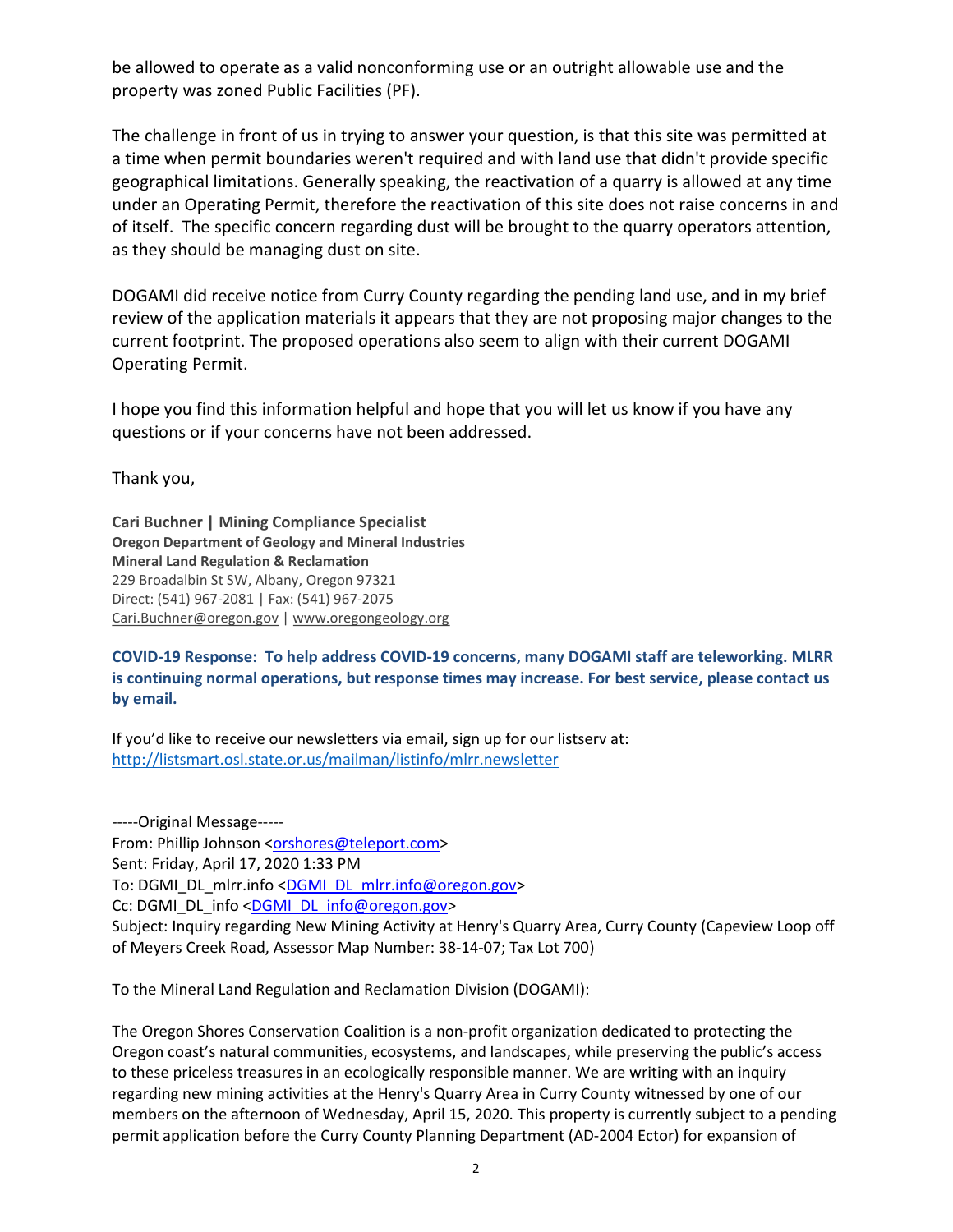be allowed to operate as a valid nonconforming use or an outright allowable use and the property was zoned Public Facilities (PF).

The challenge in front of us in trying to answer your question, is that this site was permitted at a time when permit boundaries weren't required and with land use that didn't provide specific geographical limitations. Generally speaking, the reactivation of a quarry is allowed at any time under an Operating Permit, therefore the reactivation of this site does not raise concerns in and of itself. The specific concern regarding dust will be brought to the quarry operators attention, as they should be managing dust on site.

DOGAMI did receive notice from Curry County regarding the pending land use, and in my brief review of the application materials it appears that they are not proposing major changes to the current footprint. The proposed operations also seem to align with their current DOGAMI Operating Permit.

I hope you find this information helpful and hope that you will let us know if you have any questions or if your concerns have not been addressed.

Thank you,

**Cari Buchner | Mining Compliance Specialist**
**Oregon Department of Geology and Mineral Industries**
**Mineral Land Regulation & Reclamation**
229 Broadalbin St SW, Albany, Oregon 97321
Direct: (541) 967-2081 | Fax: (541) 967-2075
Cari.Buchner@oregon.gov | www.oregongeology.org

**COVID-19 Response: To help address COVID-19 concerns, many DOGAMI staff are teleworking. MLRR is continuing normal operations, but response times may increase. For best service, please contact us by email.**

If you'd like to receive our newsletters via email, sign up for our listserv at:
http://listsmart.osl.state.or.us/mailman/listinfo/mlrr.newsletter

-----Original Message-----
From: Phillip Johnson <orshores@teleport.com>
Sent: Friday, April 17, 2020 1:33 PM
To: DGMI_DL_mlrr.info <DGMI_DL_mlrr.info@oregon.gov>
Cc: DGMI_DL_info <DGMI_DL_info@oregon.gov>
Subject: Inquiry regarding New Mining Activity at Henry's Quarry Area, Curry County (Capeview Loop off of Meyers Creek Road, Assessor Map Number: 38-14-07; Tax Lot 700)

To the Mineral Land Regulation and Reclamation Division (DOGAMI):

The Oregon Shores Conservation Coalition is a non-profit organization dedicated to protecting the Oregon coast's natural communities, ecosystems, and landscapes, while preserving the public's access to these priceless treasures in an ecologically responsible manner. We are writing with an inquiry regarding new mining activities at the Henry's Quarry Area in Curry County witnessed by one of our members on the afternoon of Wednesday, April 15, 2020. This property is currently subject to a pending permit application before the Curry County Planning Department (AD-2004 Ector) for expansion of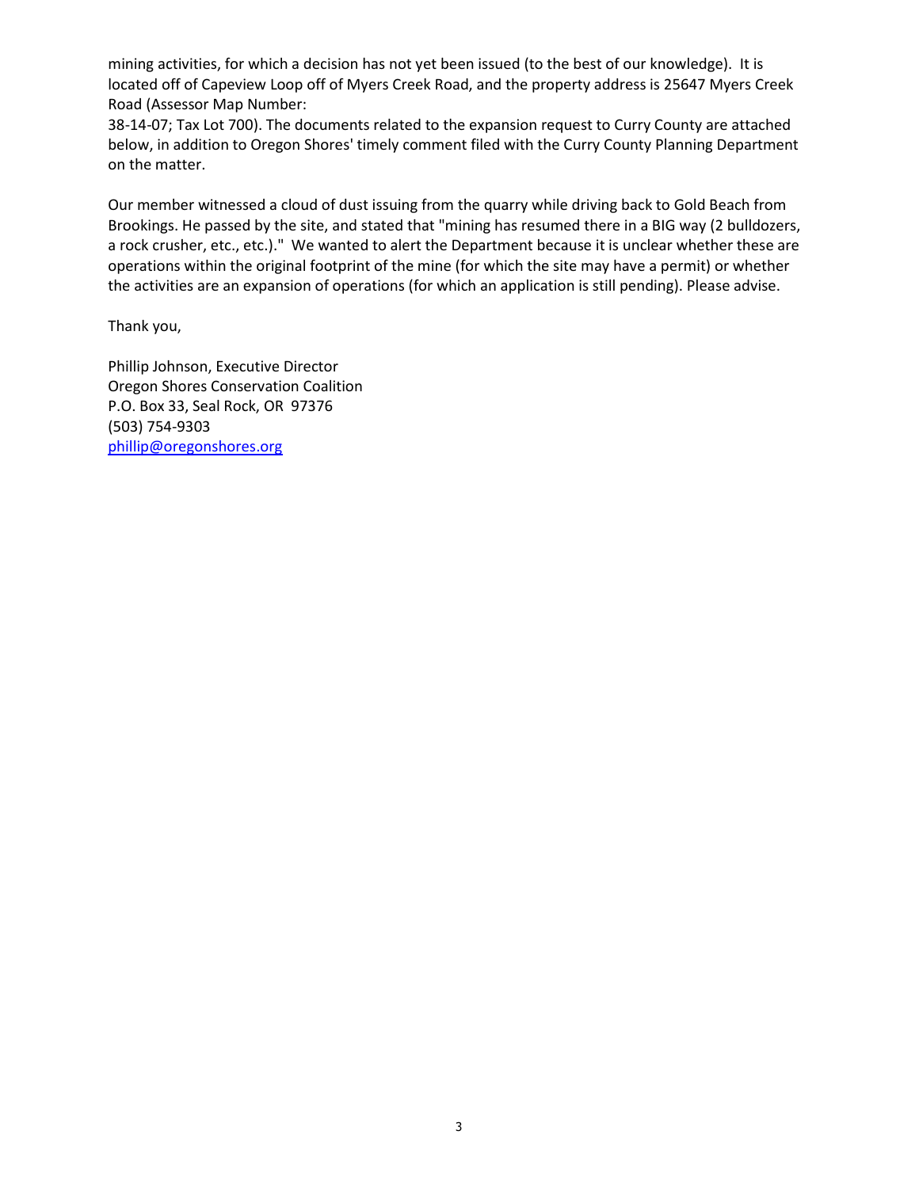mining activities, for which a decision has not yet been issued (to the best of our knowledge). It is located off of Capeview Loop off of Myers Creek Road, and the property address is 25647 Myers Creek Road (Assessor Map Number:
38-14-07; Tax Lot 700). The documents related to the expansion request to Curry County are attached below, in addition to Oregon Shores' timely comment filed with the Curry County Planning Department on the matter.

Our member witnessed a cloud of dust issuing from the quarry while driving back to Gold Beach from Brookings. He passed by the site, and stated that "mining has resumed there in a BIG way (2 bulldozers, a rock crusher, etc., etc.)." We wanted to alert the Department because it is unclear whether these are operations within the original footprint of the mine (for which the site may have a permit) or whether the activities are an expansion of operations (for which an application is still pending). Please advise.

Thank you,

Phillip Johnson, Executive Director
Oregon Shores Conservation Coalition
P.O. Box 33, Seal Rock, OR 97376
(503) 754-9303
phillip@oregonshores.org